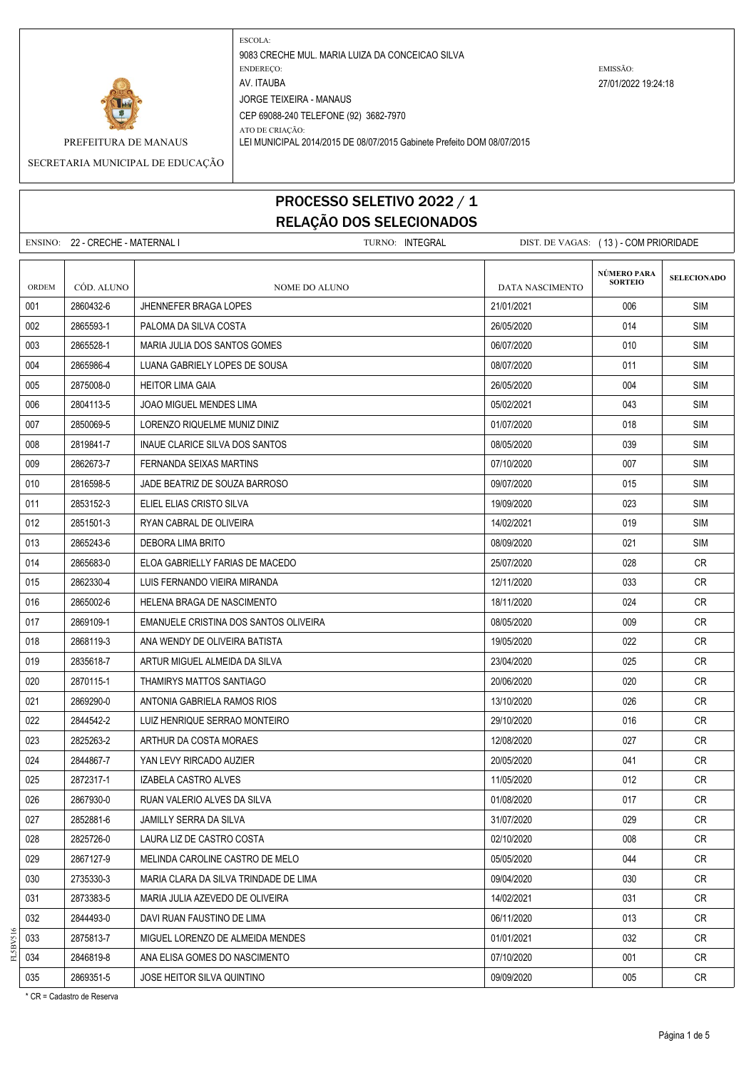PREFEITURA DE MANAUS

SECRETARIA MUNICIPAL DE EDUCAÇÃO

ESCOLA:
9083 CRECHE MUL. MARIA LUIZA DA CONCEICAO SILVA

ENDEREÇO:
AV. ITAUBA
JORGE TEIXEIRA - MANAUS
CEP 69088-240 TELEFONE (92) 3682-7970

ATO DE CRIAÇÃO:
LEI MUNICIPAL 2014/2015 DE 08/07/2015 Gabinete Prefeito DOM 08/07/2015

EMISSÃO:
27/01/2022 19:24:18

# PROCESSO SELETIVO 2022 / 1
## RELAÇÃO DOS SELECIONADOS

ENSINO: 22 - CRECHE - MATERNAL I TURNO: INTEGRAL DIST. DE VAGAS: ( 13 ) - COM PRIORIDADE

| ORDEM | CÓD. ALUNO | NOME DO ALUNO | DATA NASCIMENTO | NÚMERO PARA SORTEIO | SELECIONADO |
|---|---|---|---|---|---|
| 001 | 2860432-6 | JHENNEFER BRAGA LOPES | 21/01/2021 | 006 | SIM |
| 002 | 2865593-1 | PALOMA DA SILVA COSTA | 26/05/2020 | 014 | SIM |
| 003 | 2865528-1 | MARIA JULIA DOS SANTOS GOMES | 06/07/2020 | 010 | SIM |
| 004 | 2865986-4 | LUANA GABRIELY LOPES DE SOUSA | 08/07/2020 | 011 | SIM |
| 005 | 2875008-0 | HEITOR LIMA GAIA | 26/05/2020 | 004 | SIM |
| 006 | 2804113-5 | JOAO MIGUEL MENDES LIMA | 05/02/2021 | 043 | SIM |
| 007 | 2850069-5 | LORENZO RIQUELME MUNIZ DINIZ | 01/07/2020 | 018 | SIM |
| 008 | 2819841-7 | INAUE CLARICE SILVA DOS SANTOS | 08/05/2020 | 039 | SIM |
| 009 | 2862673-7 | FERNANDA SEIXAS MARTINS | 07/10/2020 | 007 | SIM |
| 010 | 2816598-5 | JADE BEATRIZ DE SOUZA BARROSO | 09/07/2020 | 015 | SIM |
| 011 | 2853152-3 | ELIEL ELIAS CRISTO SILVA | 19/09/2020 | 023 | SIM |
| 012 | 2851501-3 | RYAN CABRAL DE OLIVEIRA | 14/02/2021 | 019 | SIM |
| 013 | 2865243-6 | DEBORA LIMA BRITO | 08/09/2020 | 021 | SIM |
| 014 | 2865683-0 | ELOA GABRIELLY FARIAS DE MACEDO | 25/07/2020 | 028 | CR |
| 015 | 2862330-4 | LUIS FERNANDO VIEIRA MIRANDA | 12/11/2020 | 033 | CR |
| 016 | 2865002-6 | HELENA BRAGA DE NASCIMENTO | 18/11/2020 | 024 | CR |
| 017 | 2869109-1 | EMANUELE CRISTINA DOS SANTOS OLIVEIRA | 08/05/2020 | 009 | CR |
| 018 | 2868119-3 | ANA WENDY DE OLIVEIRA BATISTA | 19/05/2020 | 022 | CR |
| 019 | 2835618-7 | ARTUR MIGUEL ALMEIDA DA SILVA | 23/04/2020 | 025 | CR |
| 020 | 2870115-1 | THAMIRYS MATTOS SANTIAGO | 20/06/2020 | 020 | CR |
| 021 | 2869290-0 | ANTONIA GABRIELA RAMOS RIOS | 13/10/2020 | 026 | CR |
| 022 | 2844542-2 | LUIZ HENRIQUE SERRAO MONTEIRO | 29/10/2020 | 016 | CR |
| 023 | 2825263-2 | ARTHUR DA COSTA MORAES | 12/08/2020 | 027 | CR |
| 024 | 2844867-7 | YAN LEVY RIRCADO AUZIER | 20/05/2020 | 041 | CR |
| 025 | 2872317-1 | IZABELA CASTRO ALVES | 11/05/2020 | 012 | CR |
| 026 | 2867930-0 | RUAN VALERIO ALVES DA SILVA | 01/08/2020 | 017 | CR |
| 027 | 2852881-6 | JAMILLY SERRA DA SILVA | 31/07/2020 | 029 | CR |
| 028 | 2825726-0 | LAURA LIZ DE CASTRO COSTA | 02/10/2020 | 008 | CR |
| 029 | 2867127-9 | MELINDA CAROLINE CASTRO DE MELO | 05/05/2020 | 044 | CR |
| 030 | 2735330-3 | MARIA CLARA DA SILVA TRINDADE DE LIMA | 09/04/2020 | 030 | CR |
| 031 | 2873383-5 | MARIA JULIA AZEVEDO DE OLIVEIRA | 14/02/2021 | 031 | CR |
| 032 | 2844493-0 | DAVI RUAN FAUSTINO DE LIMA | 06/11/2020 | 013 | CR |
| 033 | 2875813-7 | MIGUEL LORENZO DE ALMEIDA MENDES | 01/01/2021 | 032 | CR |
| 034 | 2846819-8 | ANA ELISA GOMES DO NASCIMENTO | 07/10/2020 | 001 | CR |
| 035 | 2869351-5 | JOSE HEITOR SILVA QUINTINO | 09/09/2020 | 005 | CR |

* CR = Cadastro de Reserva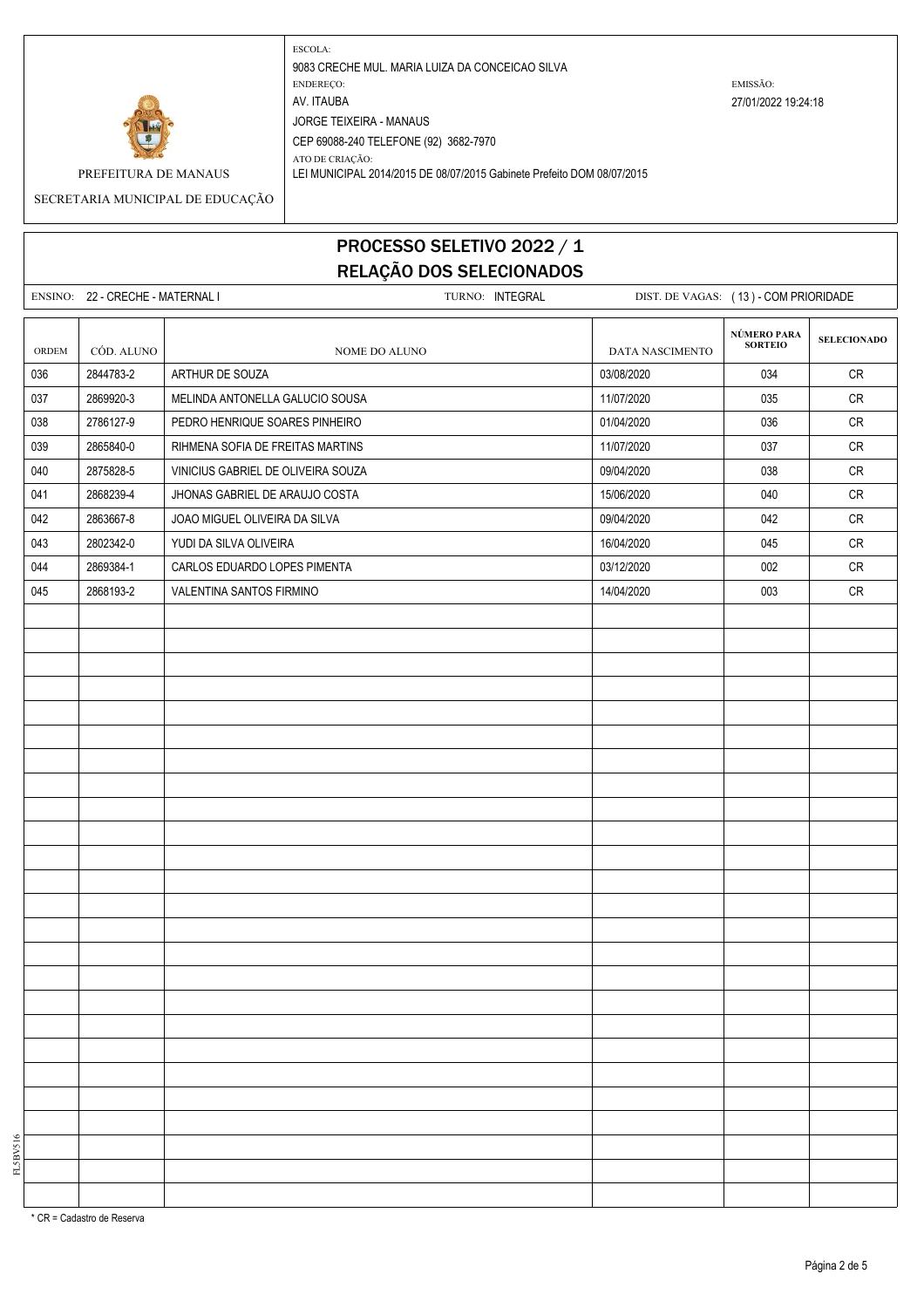ESCOLA:
9083 CRECHE MUL. MARIA LUIZA DA CONCEICAO SILVA
ENDEREÇO:
AV. ITAUBA
JORGE TEIXEIRA - MANAUS
CEP 69088-240 TELEFONE (92) 3682-7970
ATO DE CRIAÇÃO:
LEI MUNICIPAL 2014/2015 DE 08/07/2015 Gabinete Prefeito DOM 08/07/2015

EMISSÃO:
27/01/2022 19:24:18

PREFEITURA DE MANAUS

SECRETARIA MUNICIPAL DE EDUCAÇÃO

# PROCESSO SELETIVO 2022 / 1
## RELAÇÃO DOS SELECIONADOS

ENSINO: 22 - CRECHE - MATERNAL I TURNO: INTEGRAL DIST. DE VAGAS: ( 13 ) - COM PRIORIDADE

| ORDEM | CÓD. ALUNO | NOME DO ALUNO | DATA NASCIMENTO | NÚMERO PARA SORTEIO | SELECIONADO |
|---|---|---|---|---|---|
| 036 | 2844783-2 | ARTHUR DE SOUZA | 03/08/2020 | 034 | CR |
| 037 | 2869920-3 | MELINDA ANTONELLA GALUCIO SOUSA | 11/07/2020 | 035 | CR |
| 038 | 2786127-9 | PEDRO HENRIQUE SOARES PINHEIRO | 01/04/2020 | 036 | CR |
| 039 | 2865840-0 | RIHMENA SOFIA DE FREITAS MARTINS | 11/07/2020 | 037 | CR |
| 040 | 2875828-5 | VINICIUS GABRIEL DE OLIVEIRA SOUZA | 09/04/2020 | 038 | CR |
| 041 | 2868239-4 | JHONAS GABRIEL DE ARAUJO COSTA | 15/06/2020 | 040 | CR |
| 042 | 2863667-8 | JOAO MIGUEL OLIVEIRA DA SILVA | 09/04/2020 | 042 | CR |
| 043 | 2802342-0 | YUDI DA SILVA OLIVEIRA | 16/04/2020 | 045 | CR |
| 044 | 2869384-1 | CARLOS EDUARDO LOPES PIMENTA | 03/12/2020 | 002 | CR |
| 045 | 2868193-2 | VALENTINA SANTOS FIRMINO | 14/04/2020 | 003 | CR |

* CR = Cadastro de Reserva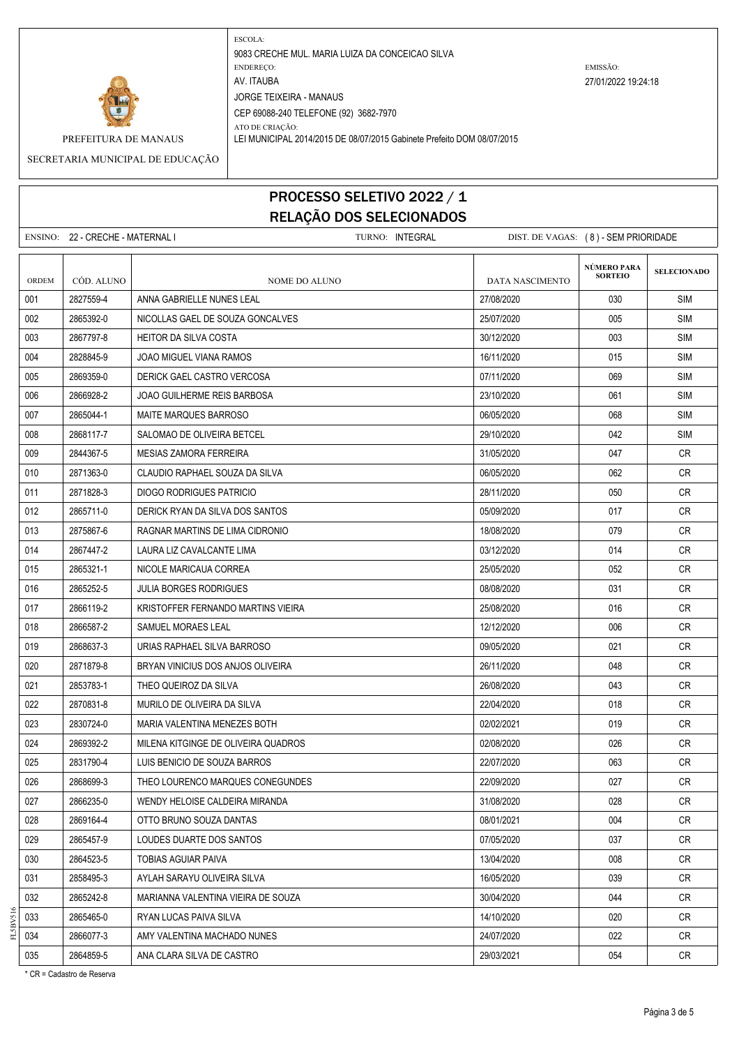PREFEITURA DE MANAUS

SECRETARIA MUNICIPAL DE EDUCAÇÃO

ESCOLA:
9083 CRECHE MUL. MARIA LUIZA DA CONCEICAO SILVA

ENDEREÇO:
AV. ITAUBA
JORGE TEIXEIRA - MANAUS
CEP 69088-240 TELEFONE (92) 3682-7970

ATO DE CRIAÇÃO:
LEI MUNICIPAL 2014/2015 DE 08/07/2015 Gabinete Prefeito DOM 08/07/2015

EMISSÃO:
27/01/2022 19:24:18

# PROCESSO SELETIVO 2022 / 1
## RELAÇÃO DOS SELECIONADOS

ENSINO: 22 - CRECHE - MATERNAL I     TURNO: INTEGRAL     DIST. DE VAGAS: ( 8 ) - SEM PRIORIDADE

| ORDEM | CÓD. ALUNO | NOME DO ALUNO | DATA NASCIMENTO | NÚMERO PARA SORTEIO | SELECIONADO |
|---|---|---|---|---|---|
| 001 | 2827559-4 | ANNA GABRIELLE NUNES LEAL | 27/08/2020 | 030 | SIM |
| 002 | 2865392-0 | NICOLLAS GAEL DE SOUZA GONCALVES | 25/07/2020 | 005 | SIM |
| 003 | 2867797-8 | HEITOR DA SILVA COSTA | 30/12/2020 | 003 | SIM |
| 004 | 2828845-9 | JOAO MIGUEL VIANA RAMOS | 16/11/2020 | 015 | SIM |
| 005 | 2869359-0 | DERICK GAEL CASTRO VERCOSA | 07/11/2020 | 069 | SIM |
| 006 | 2866928-2 | JOAO GUILHERME REIS BARBOSA | 23/10/2020 | 061 | SIM |
| 007 | 2865044-1 | MAITE MARQUES BARROSO | 06/05/2020 | 068 | SIM |
| 008 | 2868117-7 | SALOMAO DE OLIVEIRA BETCEL | 29/10/2020 | 042 | SIM |
| 009 | 2844367-5 | MESIAS ZAMORA FERREIRA | 31/05/2020 | 047 | CR |
| 010 | 2871363-0 | CLAUDIO RAPHAEL SOUZA DA SILVA | 06/05/2020 | 062 | CR |
| 011 | 2871828-3 | DIOGO RODRIGUES PATRICIO | 28/11/2020 | 050 | CR |
| 012 | 2865711-0 | DERICK RYAN DA SILVA DOS SANTOS | 05/09/2020 | 017 | CR |
| 013 | 2875867-6 | RAGNAR MARTINS DE LIMA CIDRONIO | 18/08/2020 | 079 | CR |
| 014 | 2867447-2 | LAURA LIZ CAVALCANTE LIMA | 03/12/2020 | 014 | CR |
| 015 | 2865321-1 | NICOLE MARICAUA CORREA | 25/05/2020 | 052 | CR |
| 016 | 2865252-5 | JULIA BORGES RODRIGUES | 08/08/2020 | 031 | CR |
| 017 | 2866119-2 | KRISTOFFER FERNANDO MARTINS VIEIRA | 25/08/2020 | 016 | CR |
| 018 | 2866587-2 | SAMUEL MORAES LEAL | 12/12/2020 | 006 | CR |
| 019 | 2868637-3 | URIAS RAPHAEL SILVA BARROSO | 09/05/2020 | 021 | CR |
| 020 | 2871879-8 | BRYAN VINICIUS DOS ANJOS OLIVEIRA | 26/11/2020 | 048 | CR |
| 021 | 2853783-1 | THEO QUEIROZ DA SILVA | 26/08/2020 | 043 | CR |
| 022 | 2870831-8 | MURILO DE OLIVEIRA DA SILVA | 22/04/2020 | 018 | CR |
| 023 | 2830724-0 | MARIA VALENTINA MENEZES BOTH | 02/02/2021 | 019 | CR |
| 024 | 2869392-2 | MILENA KITGINGE DE OLIVEIRA QUADROS | 02/08/2020 | 026 | CR |
| 025 | 2831790-4 | LUIS BENICIO DE SOUZA BARROS | 22/07/2020 | 063 | CR |
| 026 | 2868699-3 | THEO LOURENCO MARQUES CONEGUNDES | 22/09/2020 | 027 | CR |
| 027 | 2866235-0 | WENDY HELOISE CALDEIRA MIRANDA | 31/08/2020 | 028 | CR |
| 028 | 2869164-4 | OTTO BRUNO SOUZA DANTAS | 08/01/2021 | 004 | CR |
| 029 | 2865457-9 | LOUDES DUARTE DOS SANTOS | 07/05/2020 | 037 | CR |
| 030 | 2864523-5 | TOBIAS AGUIAR PAIVA | 13/04/2020 | 008 | CR |
| 031 | 2858495-3 | AYLAH SARAYU OLIVEIRA SILVA | 16/05/2020 | 039 | CR |
| 032 | 2865242-8 | MARIANNA VALENTINA VIEIRA DE SOUZA | 30/04/2020 | 044 | CR |
| 033 | 2865465-0 | RYAN LUCAS PAIVA SILVA | 14/10/2020 | 020 | CR |
| 034 | 2866077-3 | AMY VALENTINA MACHADO NUNES | 24/07/2020 | 022 | CR |
| 035 | 2864859-5 | ANA CLARA SILVA DE CASTRO | 29/03/2021 | 054 | CR |

* CR = Cadastro de Reserva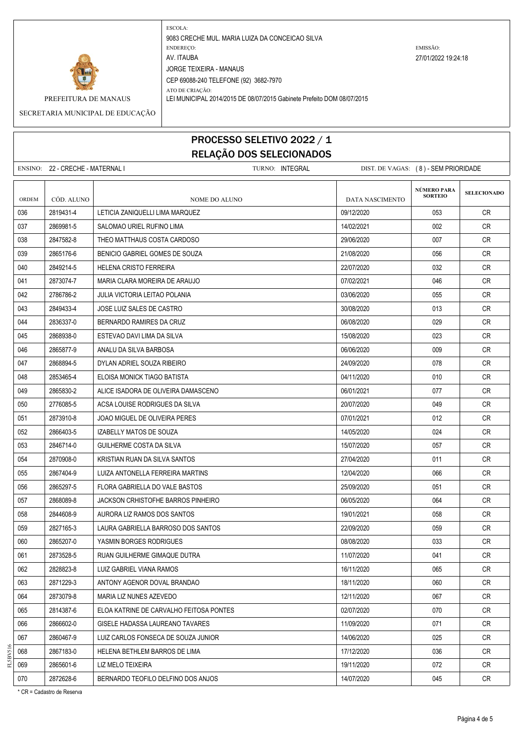PREFEITURA DE MANAUS

SECRETARIA MUNICIPAL DE EDUCAÇÃO

ESCOLA:
9083 CRECHE MUL. MARIA LUIZA DA CONCEICAO SILVA

ENDEREÇO:
AV. ITAUBA
JORGE TEIXEIRA - MANAUS
CEP 69088-240 TELEFONE (92) 3682-7970

ATO DE CRIAÇÃO:
LEI MUNICIPAL 2014/2015 DE 08/07/2015 Gabinete Prefeito DOM 08/07/2015

EMISSÃO:
27/01/2022 19:24:18

# PROCESSO SELETIVO 2022 / 1
## RELAÇÃO DOS SELECIONADOS

ENSINO: 22 - CRECHE - MATERNAL I    TURNO: INTEGRAL    DIST. DE VAGAS: ( 8 ) - SEM PRIORIDADE

| ORDEM | CÓD. ALUNO | NOME DO ALUNO | DATA NASCIMENTO | NÚMERO PARA SORTEIO | SELECIONADO |
|---|---|---|---|---|---|
| 036 | 2819431-4 | LETICIA ZANIQUELLI LIMA MARQUEZ | 09/12/2020 | 053 | CR |
| 037 | 2869981-5 | SALOMAO URIEL RUFINO LIMA | 14/02/2021 | 002 | CR |
| 038 | 2847582-8 | THEO MATTHAUS COSTA CARDOSO | 29/06/2020 | 007 | CR |
| 039 | 2865176-6 | BENICIO GABRIEL GOMES DE SOUZA | 21/08/2020 | 056 | CR |
| 040 | 2849214-5 | HELENA CRISTO FERREIRA | 22/07/2020 | 032 | CR |
| 041 | 2873074-7 | MARIA CLARA MOREIRA DE ARAUJO | 07/02/2021 | 046 | CR |
| 042 | 2786786-2 | JULIA VICTORIA LEITAO POLANIA | 03/06/2020 | 055 | CR |
| 043 | 2849433-4 | JOSE LUIZ SALES DE CASTRO | 30/08/2020 | 013 | CR |
| 044 | 2836337-0 | BERNARDO RAMIRES DA CRUZ | 06/08/2020 | 029 | CR |
| 045 | 2868938-0 | ESTEVAO DAVI LIMA DA SILVA | 15/08/2020 | 023 | CR |
| 046 | 2865877-9 | ANALU DA SILVA BARBOSA | 06/06/2020 | 009 | CR |
| 047 | 2868894-5 | DYLAN ADRIEL SOUZA RIBEIRO | 24/09/2020 | 078 | CR |
| 048 | 2853465-4 | ELOISA MONICK TIAGO BATISTA | 04/11/2020 | 010 | CR |
| 049 | 2865830-2 | ALICE ISADORA DE OLIVEIRA DAMASCENO | 06/01/2021 | 077 | CR |
| 050 | 2776085-5 | ACSA LOUISE RODRIGUES DA SILVA | 20/07/2020 | 049 | CR |
| 051 | 2873910-8 | JOAO MIGUEL DE OLIVEIRA PERES | 07/01/2021 | 012 | CR |
| 052 | 2866403-5 | IZABELLY MATOS DE SOUZA | 14/05/2020 | 024 | CR |
| 053 | 2846714-0 | GUILHERME COSTA DA SILVA | 15/07/2020 | 057 | CR |
| 054 | 2870908-0 | KRISTIAN RUAN DA SILVA SANTOS | 27/04/2020 | 011 | CR |
| 055 | 2867404-9 | LUIZA ANTONELLA FERREIRA MARTINS | 12/04/2020 | 066 | CR |
| 056 | 2865297-5 | FLORA GABRIELLA DO VALE BASTOS | 25/09/2020 | 051 | CR |
| 057 | 2868089-8 | JACKSON CRHISTOFHE BARROS PINHEIRO | 06/05/2020 | 064 | CR |
| 058 | 2844608-9 | AURORA LIZ RAMOS DOS SANTOS | 19/01/2021 | 058 | CR |
| 059 | 2827165-3 | LAURA GABRIELLA BARROSO DOS SANTOS | 22/09/2020 | 059 | CR |
| 060 | 2865207-0 | YASMIN BORGES RODRIGUES | 08/08/2020 | 033 | CR |
| 061 | 2873528-5 | RUAN GUILHERME GIMAQUE DUTRA | 11/07/2020 | 041 | CR |
| 062 | 2828823-8 | LUIZ GABRIEL VIANA RAMOS | 16/11/2020 | 065 | CR |
| 063 | 2871229-3 | ANTONY AGENOR DOVAL BRANDAO | 18/11/2020 | 060 | CR |
| 064 | 2873079-8 | MARIA LIZ NUNES AZEVEDO | 12/11/2020 | 067 | CR |
| 065 | 2814387-6 | ELOA KATRINE DE CARVALHO FEITOSA PONTES | 02/07/2020 | 070 | CR |
| 066 | 2866602-0 | GISELE HADASSA LAUREANO TAVARES | 11/09/2020 | 071 | CR |
| 067 | 2860467-9 | LUIZ CARLOS FONSECA DE SOUZA JUNIOR | 14/06/2020 | 025 | CR |
| 068 | 2867183-0 | HELENA BETHLEM BARROS DE LIMA | 17/12/2020 | 036 | CR |
| 069 | 2865601-6 | LIZ MELO TEIXEIRA | 19/11/2020 | 072 | CR |
| 070 | 2872628-6 | BERNARDO TEOFILO DELFINO DOS ANJOS | 14/07/2020 | 045 | CR |

\* CR = Cadastro de Reserva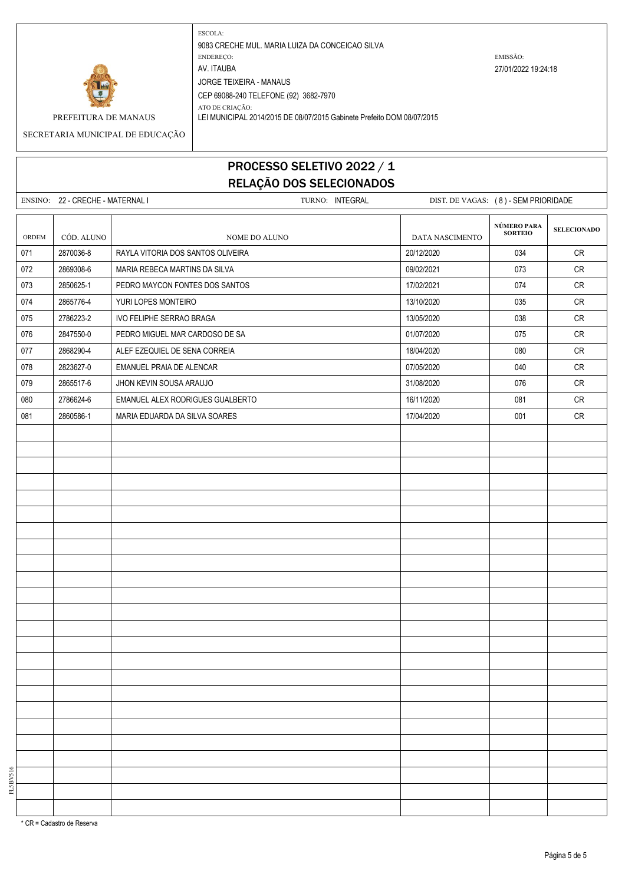PREFEITURA DE MANAUS

SECRETARIA MUNICIPAL DE EDUCAÇÃO

ESCOLA:
9083 CRECHE MUL. MARIA LUIZA DA CONCEICAO SILVA
ENDEREÇO:
AV. ITAUBA
JORGE TEIXEIRA - MANAUS
CEP 69088-240 TELEFONE (92) 3682-7970
ATO DE CRIAÇÃO:
LEI MUNICIPAL 2014/2015 DE 08/07/2015 Gabinete Prefeito DOM 08/07/2015

EMISSÃO:
27/01/2022 19:24:18

# PROCESSO SELETIVO 2022 / 1
## RELAÇÃO DOS SELECIONADOS

ENSINO: 22 - CRECHE - MATERNAL I　　TURNO: INTEGRAL　　DIST. DE VAGAS: ( 8 ) - SEM PRIORIDADE

| ORDEM | CÓD. ALUNO | NOME DO ALUNO | DATA NASCIMENTO | NÚMERO PARA SORTEIO | SELECIONADO |
|---|---|---|---|---|---|
| 071 | 2870036-8 | RAYLA VITORIA DOS SANTOS OLIVEIRA | 20/12/2020 | 034 | CR |
| 072 | 2869308-6 | MARIA REBECA MARTINS DA SILVA | 09/02/2021 | 073 | CR |
| 073 | 2850625-1 | PEDRO MAYCON FONTES DOS SANTOS | 17/02/2021 | 074 | CR |
| 074 | 2865776-4 | YURI LOPES MONTEIRO | 13/10/2020 | 035 | CR |
| 075 | 2786223-2 | IVO FELIPHE SERRAO BRAGA | 13/05/2020 | 038 | CR |
| 076 | 2847550-0 | PEDRO MIGUEL MAR CARDOSO DE SA | 01/07/2020 | 075 | CR |
| 077 | 2868290-4 | ALEF EZEQUIEL DE SENA CORREIA | 18/04/2020 | 080 | CR |
| 078 | 2823627-0 | EMANUEL PRAIA DE ALENCAR | 07/05/2020 | 040 | CR |
| 079 | 2865517-6 | JHON KEVIN SOUSA ARAUJO | 31/08/2020 | 076 | CR |
| 080 | 2786624-6 | EMANUEL ALEX RODRIGUES GUALBERTO | 16/11/2020 | 081 | CR |
| 081 | 2860586-1 | MARIA EDUARDA DA SILVA SOARES | 17/04/2020 | 001 | CR |

* CR = Cadastro de Reserva